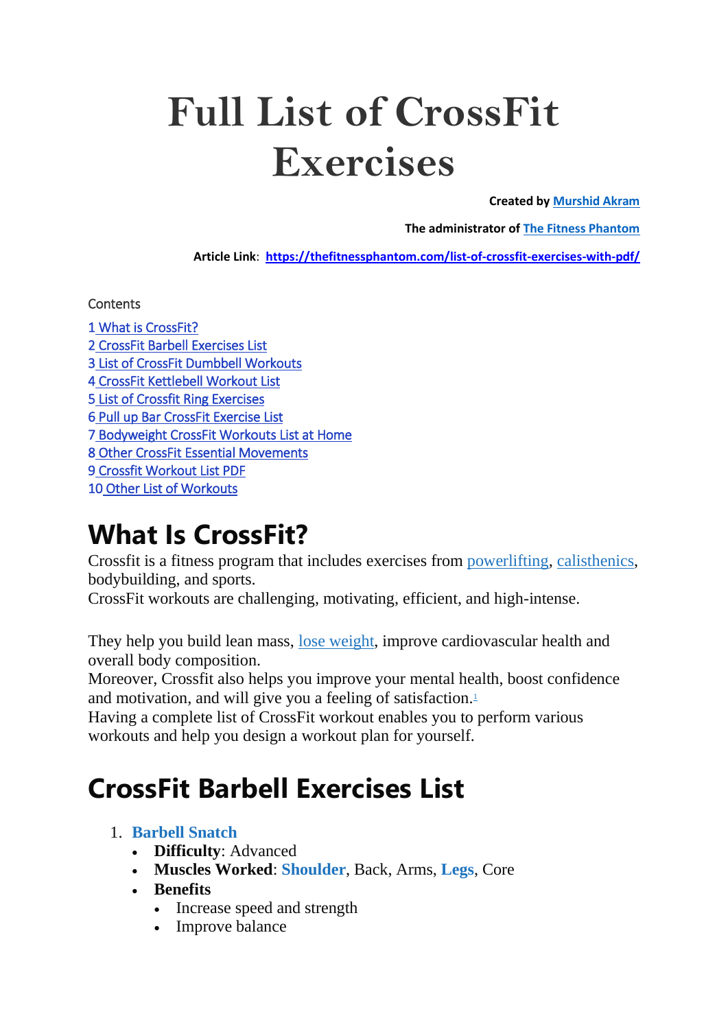# Full List of CrossFit Exercises

**Created by Murshid Akram**

**The administrator of The Fitness Phantom**

**Article Link**: **https://thefitnessphantom.com/list-of-crossfit-exercises-with-pdf/**

Contents

1 What is CrossFit?
2 CrossFit Barbell Exercises List
3 List of CrossFit Dumbbell Workouts
4 CrossFit Kettlebell Workout List
5 List of Crossfit Ring Exercises
6 Pull up Bar CrossFit Exercise List
7 Bodyweight CrossFit Workouts List at Home
8 Other CrossFit Essential Movements
9 Crossfit Workout List PDF
10 Other List of Workouts

## What Is CrossFit?

Crossfit is a fitness program that includes exercises from powerlifting, calisthenics, bodybuilding, and sports.
CrossFit workouts are challenging, motivating, efficient, and high-intense.

They help you build lean mass, lose weight, improve cardiovascular health and overall body composition.
Moreover, Crossfit also helps you improve your mental health, boost confidence and motivation, and will give you a feeling of satisfaction.[1]
Having a complete list of CrossFit workout enables you to perform various workouts and help you design a workout plan for yourself.

## CrossFit Barbell Exercises List

1. **Barbell Snatch**
   - **Difficulty**: Advanced
   - **Muscles Worked**: **Shoulder**, Back, Arms, **Legs**, Core
   - **Benefits**
     - Increase speed and strength
     - Improve balance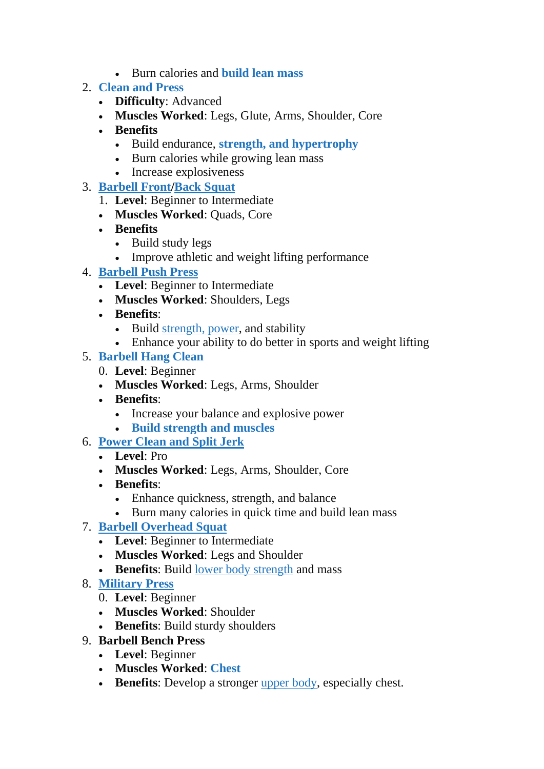- Burn calories and **build lean mass**

2. **Clean and Press**
    - **Difficulty**: Advanced
    - **Muscles Worked**: Legs, Glute, Arms, Shoulder, Core
    - **Benefits**
        - Build endurance, **strength, and hypertrophy**
        - Burn calories while growing lean mass
        - Increase explosiveness
3. **Barbell Front/Back Squat**
    1. **Level**: Beginner to Intermediate
    - **Muscles Worked**: Quads, Core
    - **Benefits**
        - Build study legs
        - Improve athletic and weight lifting performance
4. **Barbell Push Press**
    - **Level**: Beginner to Intermediate
    - **Muscles Worked**: Shoulders, Legs
    - **Benefits**:
        - Build strength, power, and stability
        - Enhance your ability to do better in sports and weight lifting
5. **Barbell Hang Clean**

    0. **Level**: Beginner
    - **Muscles Worked**: Legs, Arms, Shoulder
    - **Benefits**:
        - Increase your balance and explosive power
        - **Build strength and muscles**
6. **Power Clean and Split Jerk**
    - **Level**: Pro
    - **Muscles Worked**: Legs, Arms, Shoulder, Core
    - **Benefits**:
        - Enhance quickness, strength, and balance
        - Burn many calories in quick time and build lean mass
7. **Barbell Overhead Squat**
    - **Level**: Beginner to Intermediate
    - **Muscles Worked**: Legs and Shoulder
    - **Benefits**: Build lower body strength and mass
8. **Military Press**

    0. **Level**: Beginner
    - **Muscles Worked**: Shoulder
    - **Benefits**: Build sturdy shoulders
9. **Barbell Bench Press**
    - **Level**: Beginner
    - **Muscles Worked**: **Chest**
    - **Benefits**: Develop a stronger upper body, especially chest.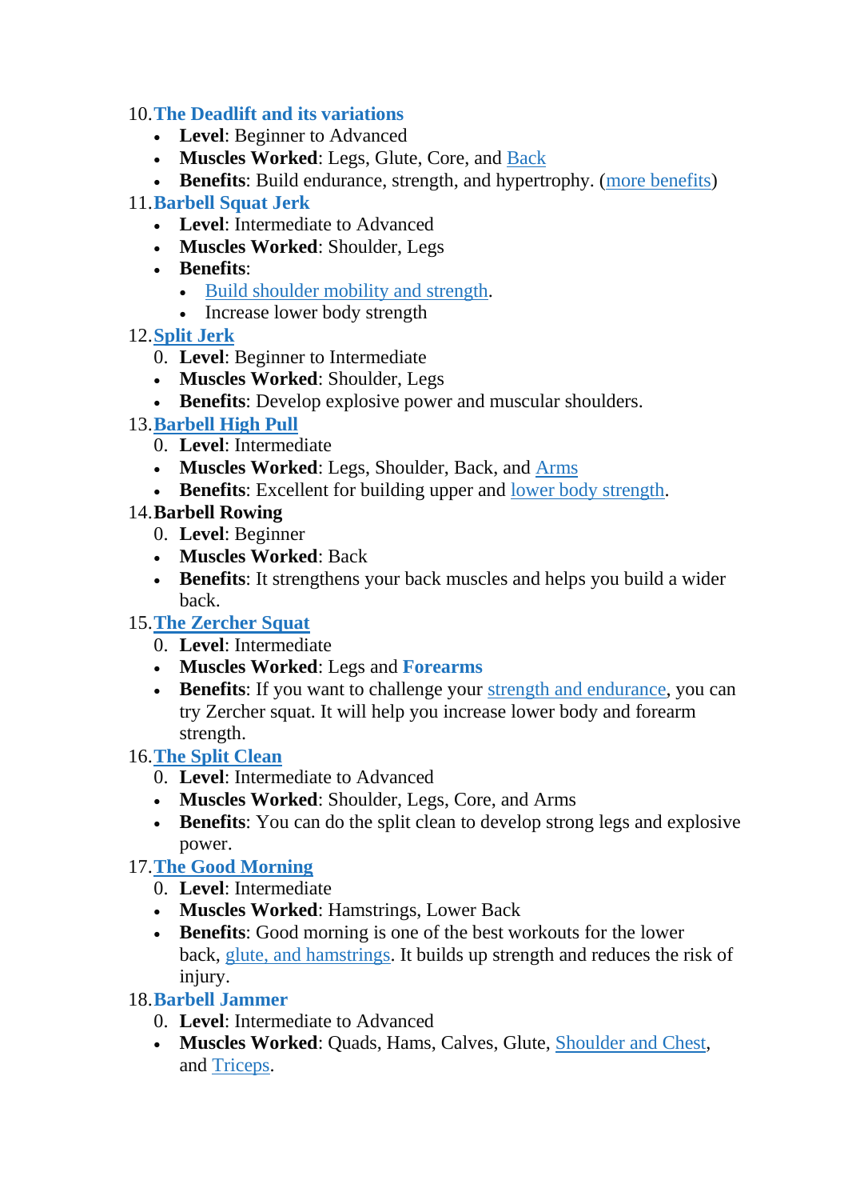10. **The Deadlift and its variations**
    - **Level**: Beginner to Advanced
    - **Muscles Worked**: Legs, Glute, Core, and Back
    - **Benefits**: Build endurance, strength, and hypertrophy. (more benefits)
11. **Barbell Squat Jerk**
    - **Level**: Intermediate to Advanced
    - **Muscles Worked**: Shoulder, Legs
    - **Benefits**:
      - Build shoulder mobility and strength.
      - Increase lower body strength
12. **Split Jerk**
    0. **Level**: Beginner to Intermediate
    - **Muscles Worked**: Shoulder, Legs
    - **Benefits**: Develop explosive power and muscular shoulders.
13. **Barbell High Pull**
    0. **Level**: Intermediate
    - **Muscles Worked**: Legs, Shoulder, Back, and Arms
    - **Benefits**: Excellent for building upper and lower body strength.
14. **Barbell Rowing**
    0. **Level**: Beginner
    - **Muscles Worked**: Back
    - **Benefits**: It strengthens your back muscles and helps you build a wider back.
15. **The Zercher Squat**
    0. **Level**: Intermediate
    - **Muscles Worked**: Legs and **Forearms**
    - **Benefits**: If you want to challenge your strength and endurance, you can try Zercher squat. It will help you increase lower body and forearm strength.
16. **The Split Clean**
    0. **Level**: Intermediate to Advanced
    - **Muscles Worked**: Shoulder, Legs, Core, and Arms
    - **Benefits**: You can do the split clean to develop strong legs and explosive power.
17. **The Good Morning**
    0. **Level**: Intermediate
    - **Muscles Worked**: Hamstrings, Lower Back
    - **Benefits**: Good morning is one of the best workouts for the lower back, glute, and hamstrings. It builds up strength and reduces the risk of injury.
18. **Barbell Jammer**
    0. **Level**: Intermediate to Advanced
    - **Muscles Worked**: Quads, Hams, Calves, Glute, Shoulder and Chest, and Triceps.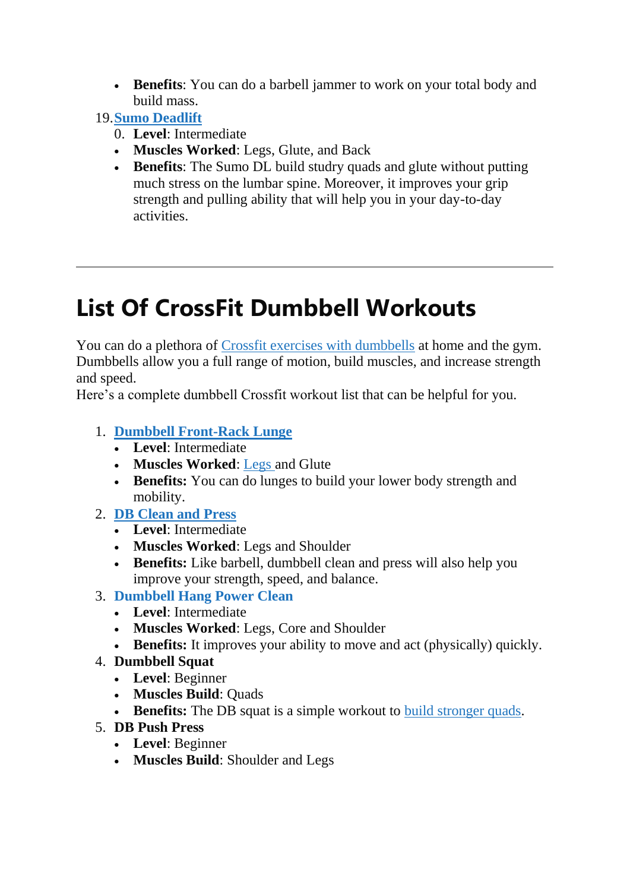- **Benefits**: You can do a barbell jammer to work on your total body and build mass.

19. **Sumo Deadlift**
    0. **Level**: Intermediate
    - **Muscles Worked**: Legs, Glute, and Back
    - **Benefits**: The Sumo DL build studry quads and glute without putting much stress on the lumbar spine. Moreover, it improves your grip strength and pulling ability that will help you in your day-to-day activities.

---

# List Of CrossFit Dumbbell Workouts

You can do a plethora of Crossfit exercises with dumbbells at home and the gym. Dumbbells allow you a full range of motion, build muscles, and increase strength and speed.
Here's a complete dumbbell Crossfit workout list that can be helpful for you.

1. **Dumbbell Front-Rack Lunge**
   - **Level**: Intermediate
   - **Muscles Worked**: Legs and Glute
   - **Benefits:** You can do lunges to build your lower body strength and mobility.
2. **DB Clean and Press**
   - **Level**: Intermediate
   - **Muscles Worked**: Legs and Shoulder
   - **Benefits:** Like barbell, dumbbell clean and press will also help you improve your strength, speed, and balance.
3. **Dumbbell Hang Power Clean**
   - **Level**: Intermediate
   - **Muscles Worked**: Legs, Core and Shoulder
   - **Benefits:** It improves your ability to move and act (physically) quickly.
4. **Dumbbell Squat**
   - **Level**: Beginner
   - **Muscles Build**: Quads
   - **Benefits:** The DB squat is a simple workout to build stronger quads.
5. **DB Push Press**
   - **Level**: Beginner
   - **Muscles Build**: Shoulder and Legs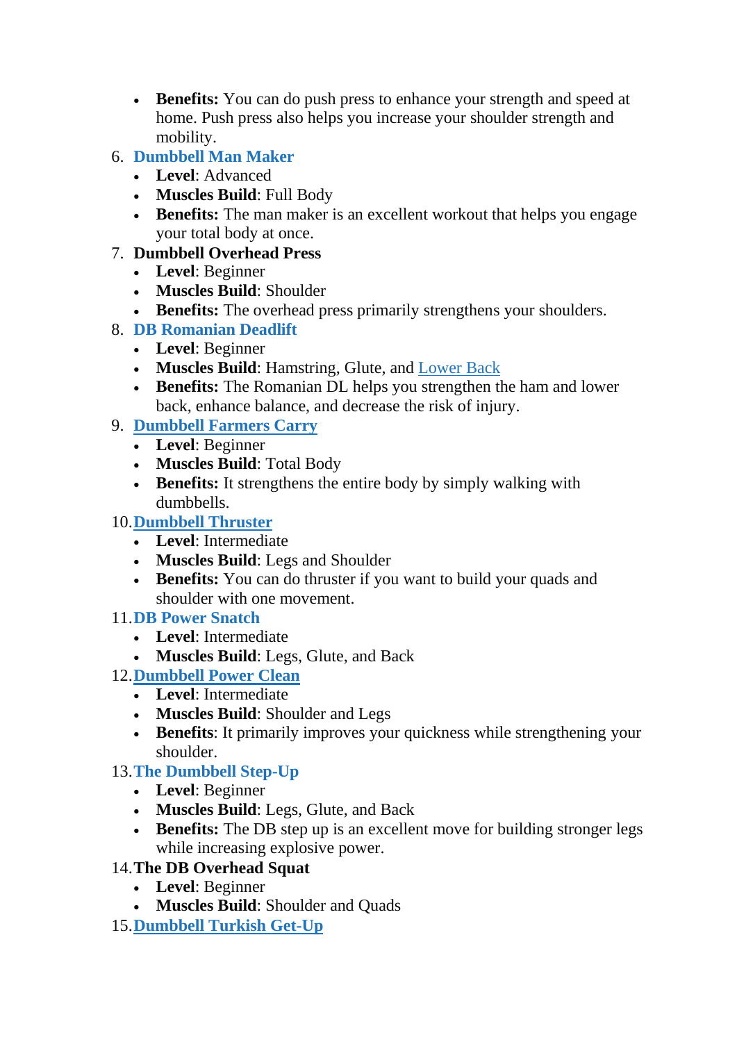- **Benefits:** You can do push press to enhance your strength and speed at home. Push press also helps you increase your shoulder strength and mobility.

6. **Dumbbell Man Maker**
   - **Level**: Advanced
   - **Muscles Build**: Full Body
   - **Benefits:** The man maker is an excellent workout that helps you engage your total body at once.
7. **Dumbbell Overhead Press**
   - **Level**: Beginner
   - **Muscles Build**: Shoulder
   - **Benefits:** The overhead press primarily strengthens your shoulders.
8. **DB Romanian Deadlift**
   - **Level**: Beginner
   - **Muscles Build**: Hamstring, Glute, and Lower Back
   - **Benefits:** The Romanian DL helps you strengthen the ham and lower back, enhance balance, and decrease the risk of injury.
9. **Dumbbell Farmers Carry**
   - **Level**: Beginner
   - **Muscles Build**: Total Body
   - **Benefits:** It strengthens the entire body by simply walking with dumbbells.
10. **Dumbbell Thruster**
    - **Level**: Intermediate
    - **Muscles Build**: Legs and Shoulder
    - **Benefits:** You can do thruster if you want to build your quads and shoulder with one movement.
11. **DB Power Snatch**
    - **Level**: Intermediate
    - **Muscles Build**: Legs, Glute, and Back
12. **Dumbbell Power Clean**
    - **Level**: Intermediate
    - **Muscles Build**: Shoulder and Legs
    - **Benefits**: It primarily improves your quickness while strengthening your shoulder.
13. **The Dumbbell Step-Up**
    - **Level**: Beginner
    - **Muscles Build**: Legs, Glute, and Back
    - **Benefits:** The DB step up is an excellent move for building stronger legs while increasing explosive power.
14. **The DB Overhead Squat**
    - **Level**: Beginner
    - **Muscles Build**: Shoulder and Quads
15. **Dumbbell Turkish Get-Up**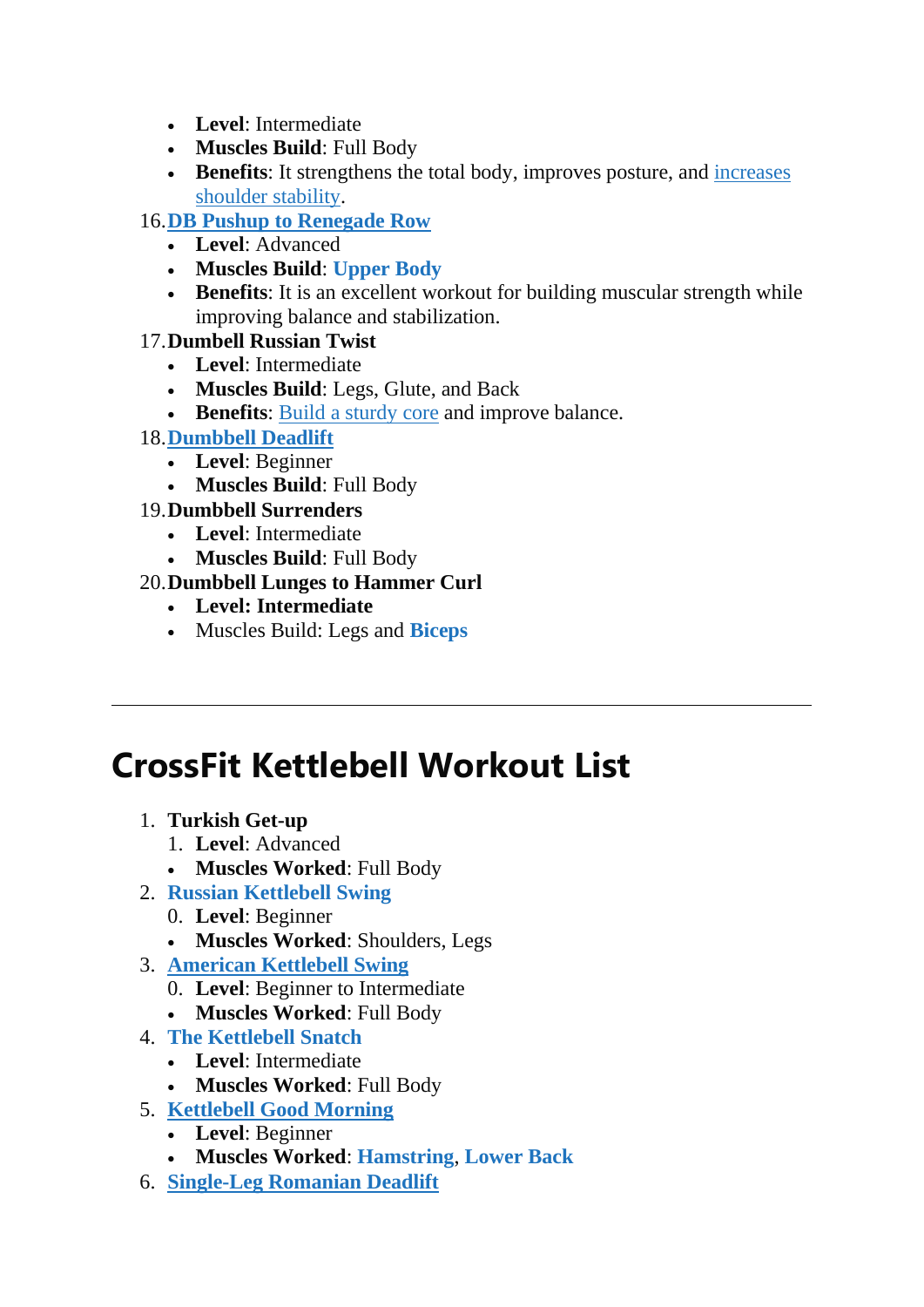- **Level**: Intermediate
- **Muscles Build**: Full Body
- **Benefits**: It strengthens the total body, improves posture, and increases shoulder stability.

16. **DB Pushup to Renegade Row**
    - **Level**: Advanced
    - **Muscles Build**: **Upper Body**
    - **Benefits**: It is an excellent workout for building muscular strength while improving balance and stabilization.
17. **Dumbell Russian Twist**
    - **Level**: Intermediate
    - **Muscles Build**: Legs, Glute, and Back
    - **Benefits**: Build a sturdy core and improve balance.
18. **Dumbbell Deadlift**
    - **Level**: Beginner
    - **Muscles Build**: Full Body
19. **Dumbbell Surrenders**
    - **Level**: Intermediate
    - **Muscles Build**: Full Body
20. **Dumbbell Lunges to Hammer Curl**
    - **Level: Intermediate**
    - Muscles Build: Legs and **Biceps**

---

# CrossFit Kettlebell Workout List

1. **Turkish Get-up**
    1. **Level**: Advanced
    - **Muscles Worked**: Full Body
2. **Russian Kettlebell Swing**
    0. **Level**: Beginner
    - **Muscles Worked**: Shoulders, Legs
3. **American Kettlebell Swing**
    0. **Level**: Beginner to Intermediate
    - **Muscles Worked**: Full Body
4. **The Kettlebell Snatch**
    - **Level**: Intermediate
    - **Muscles Worked**: Full Body
5. **Kettlebell Good Morning**
    - **Level**: Beginner
    - **Muscles Worked**: **Hamstring**, **Lower Back**
6. **Single-Leg Romanian Deadlift**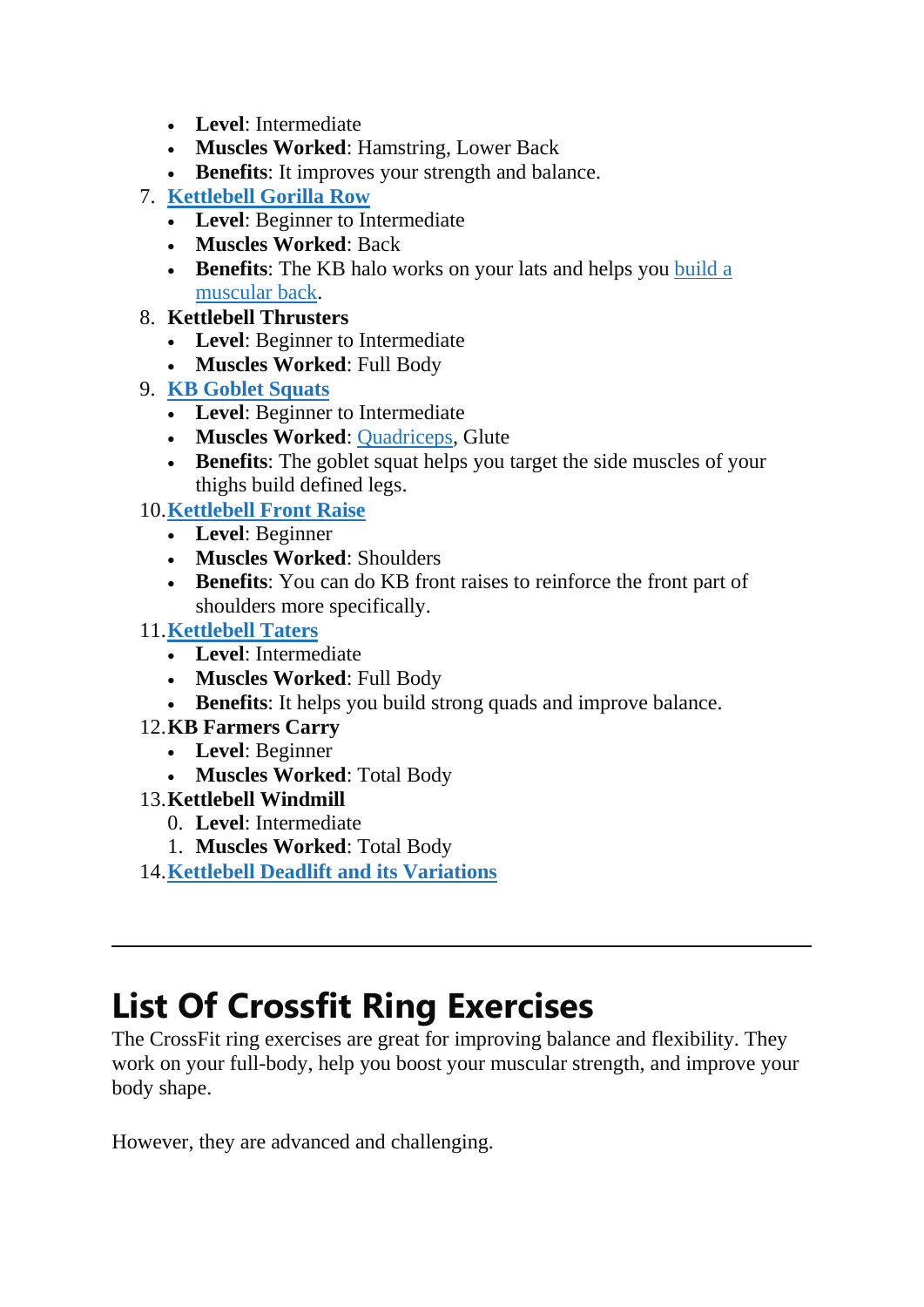- **Level**: Intermediate
- **Muscles Worked**: Hamstring, Lower Back
- **Benefits**: It improves your strength and balance.

7. **[Kettlebell Gorilla Row]()**
    - **Level**: Beginner to Intermediate
    - **Muscles Worked**: Back
    - **Benefits**: The KB halo works on your lats and helps you [build a muscular back]().
8. **Kettlebell Thrusters**
    - **Level**: Beginner to Intermediate
    - **Muscles Worked**: Full Body
9. **[KB Goblet Squats]()**
    - **Level**: Beginner to Intermediate
    - **Muscles Worked**: [Quadriceps](), Glute
    - **Benefits**: The goblet squat helps you target the side muscles of your thighs build defined legs.
10. **[Kettlebell Front Raise]()**
    - **Level**: Beginner
    - **Muscles Worked**: Shoulders
    - **Benefits**: You can do KB front raises to reinforce the front part of shoulders more specifically.
11. **[Kettlebell Taters]()**
    - **Level**: Intermediate
    - **Muscles Worked**: Full Body
    - **Benefits**: It helps you build strong quads and improve balance.
12. **KB Farmers Carry**
    - **Level**: Beginner
    - **Muscles Worked**: Total Body
13. **Kettlebell Windmill**
    0. **Level**: Intermediate
    1. **Muscles Worked**: Total Body
14. **[Kettlebell Deadlift and its Variations]()**

---

# List Of Crossfit Ring Exercises

The CrossFit ring exercises are great for improving balance and flexibility. They work on your full-body, help you boost your muscular strength, and improve your body shape.

However, they are advanced and challenging.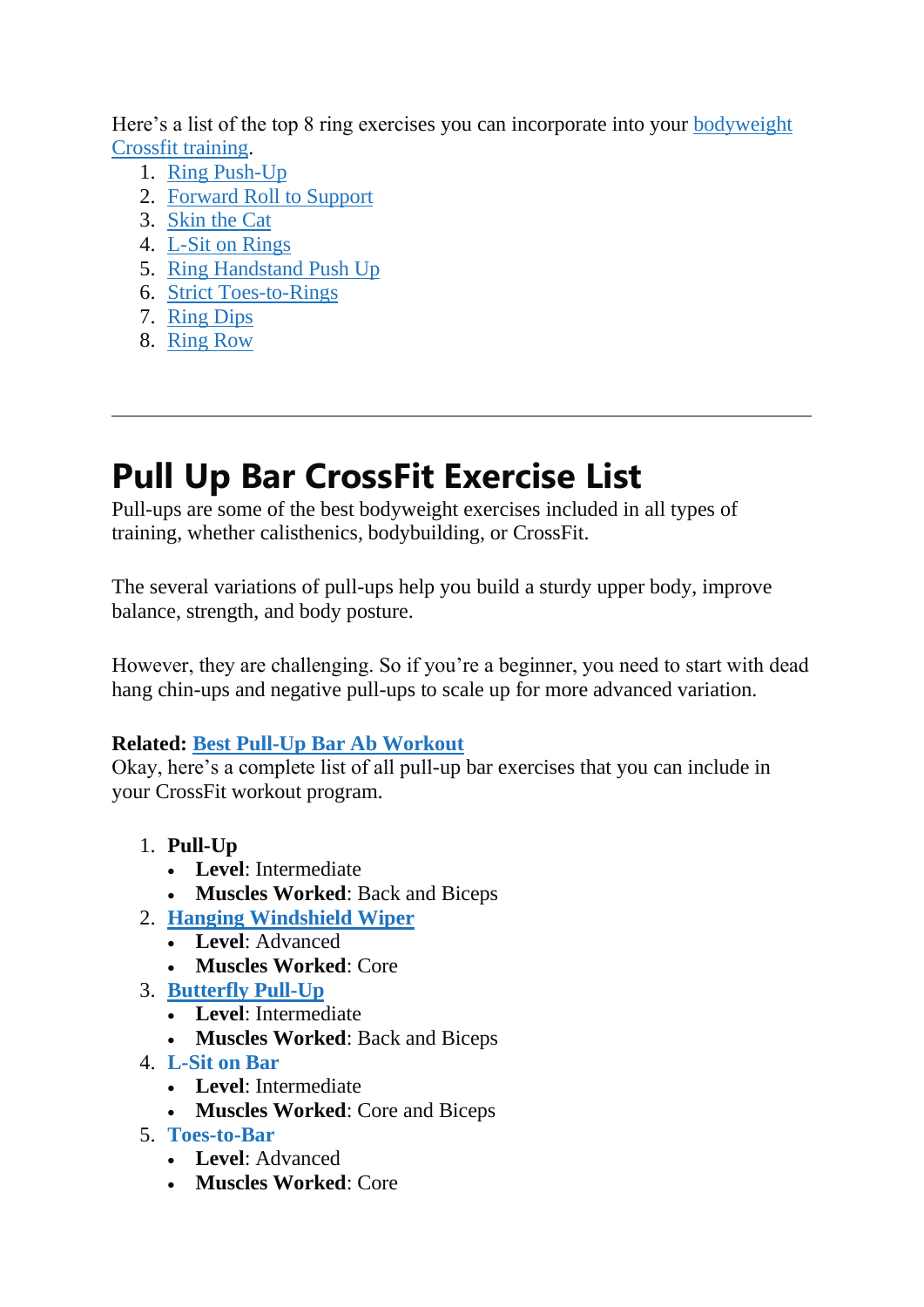Here's a list of the top 8 ring exercises you can incorporate into your bodyweight Crossfit training.

1. Ring Push-Up
2. Forward Roll to Support
3. Skin the Cat
4. L-Sit on Rings
5. Ring Handstand Push Up
6. Strict Toes-to-Rings
7. Ring Dips
8. Ring Row

---

# Pull Up Bar CrossFit Exercise List

Pull-ups are some of the best bodyweight exercises included in all types of training, whether calisthenics, bodybuilding, or CrossFit.

The several variations of pull-ups help you build a sturdy upper body, improve balance, strength, and body posture.

However, they are challenging. So if you're a beginner, you need to start with dead hang chin-ups and negative pull-ups to scale up for more advanced variation.

**Related: Best Pull-Up Bar Ab Workout**

Okay, here's a complete list of all pull-up bar exercises that you can include in your CrossFit workout program.

1. **Pull-Up**
   - **Level**: Intermediate
   - **Muscles Worked**: Back and Biceps
2. **Hanging Windshield Wiper**
   - **Level**: Advanced
   - **Muscles Worked**: Core
3. **Butterfly Pull-Up**
   - **Level**: Intermediate
   - **Muscles Worked**: Back and Biceps
4. **L-Sit on Bar**
   - **Level**: Intermediate
   - **Muscles Worked**: Core and Biceps
5. **Toes-to-Bar**
   - **Level**: Advanced
   - **Muscles Worked**: Core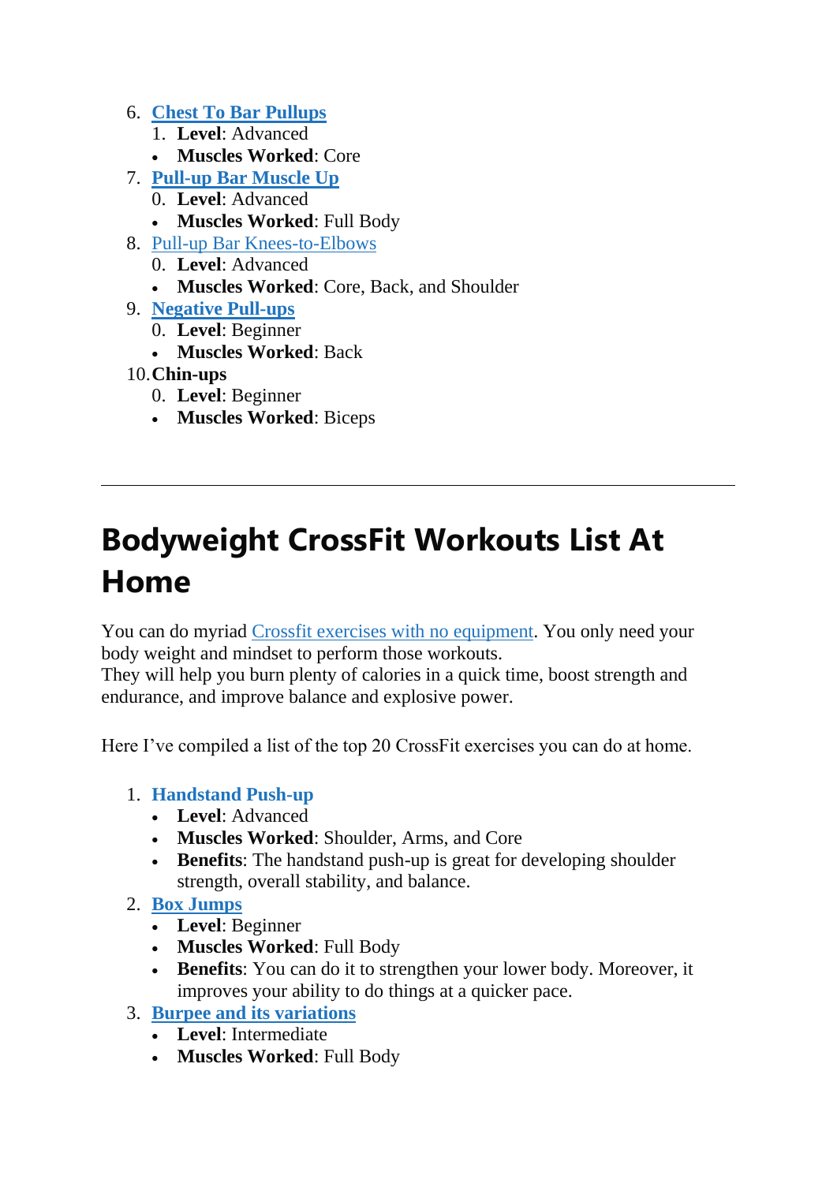6. **Chest To Bar Pullups**
    1. **Level**: Advanced
    - **Muscles Worked**: Core
7. **Pull-up Bar Muscle Up**
    0. **Level**: Advanced
    - **Muscles Worked**: Full Body
8. Pull-up Bar Knees-to-Elbows
    0. **Level**: Advanced
    - **Muscles Worked**: Core, Back, and Shoulder
9. **Negative Pull-ups**
    0. **Level**: Beginner
    - **Muscles Worked**: Back
10. **Chin-ups**
    0. **Level**: Beginner
    - **Muscles Worked**: Biceps

---

# Bodyweight CrossFit Workouts List At Home

You can do myriad Crossfit exercises with no equipment. You only need your body weight and mindset to perform those workouts.
They will help you burn plenty of calories in a quick time, boost strength and endurance, and improve balance and explosive power.

Here I've compiled a list of the top 20 CrossFit exercises you can do at home.

1. **Handstand Push-up**
    - **Level**: Advanced
    - **Muscles Worked**: Shoulder, Arms, and Core
    - **Benefits**: The handstand push-up is great for developing shoulder strength, overall stability, and balance.
2. **Box Jumps**
    - **Level**: Beginner
    - **Muscles Worked**: Full Body
    - **Benefits**: You can do it to strengthen your lower body. Moreover, it improves your ability to do things at a quicker pace.
3. **Burpee and its variations**
    - **Level**: Intermediate
    - **Muscles Worked**: Full Body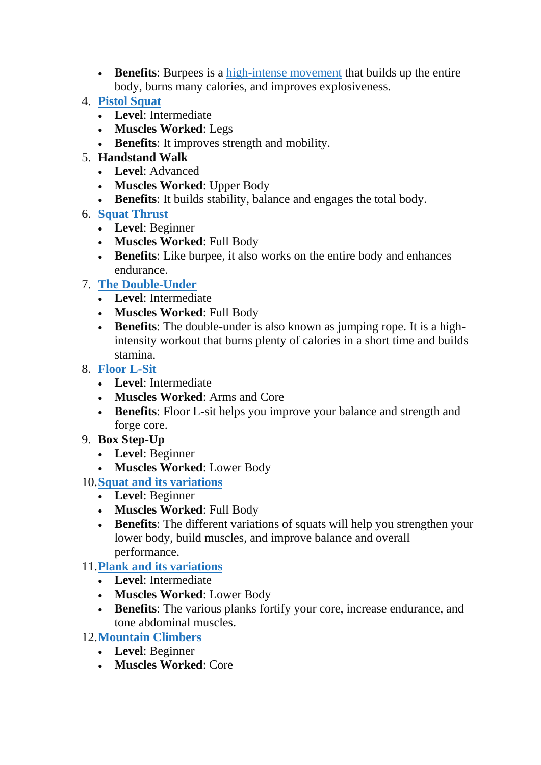- **Benefits**: Burpees is a high-intense movement that builds up the entire body, burns many calories, and improves explosiveness.

4. **Pistol Squat**
   - **Level**: Intermediate
   - **Muscles Worked**: Legs
   - **Benefits**: It improves strength and mobility.
5. **Handstand Walk**
   - **Level**: Advanced
   - **Muscles Worked**: Upper Body
   - **Benefits**: It builds stability, balance and engages the total body.
6. **Squat Thrust**
   - **Level**: Beginner
   - **Muscles Worked**: Full Body
   - **Benefits**: Like burpee, it also works on the entire body and enhances endurance.
7. **The Double-Under**
   - **Level**: Intermediate
   - **Muscles Worked**: Full Body
   - **Benefits**: The double-under is also known as jumping rope. It is a high-intensity workout that burns plenty of calories in a short time and builds stamina.
8. **Floor L-Sit**
   - **Level**: Intermediate
   - **Muscles Worked**: Arms and Core
   - **Benefits**: Floor L-sit helps you improve your balance and strength and forge core.
9. **Box Step-Up**
   - **Level**: Beginner
   - **Muscles Worked**: Lower Body
10. **Squat and its variations**
    - **Level**: Beginner
    - **Muscles Worked**: Full Body
    - **Benefits**: The different variations of squats will help you strengthen your lower body, build muscles, and improve balance and overall performance.
11. **Plank and its variations**
    - **Level**: Intermediate
    - **Muscles Worked**: Lower Body
    - **Benefits**: The various planks fortify your core, increase endurance, and tone abdominal muscles.
12. **Mountain Climbers**
    - **Level**: Beginner
    - **Muscles Worked**: Core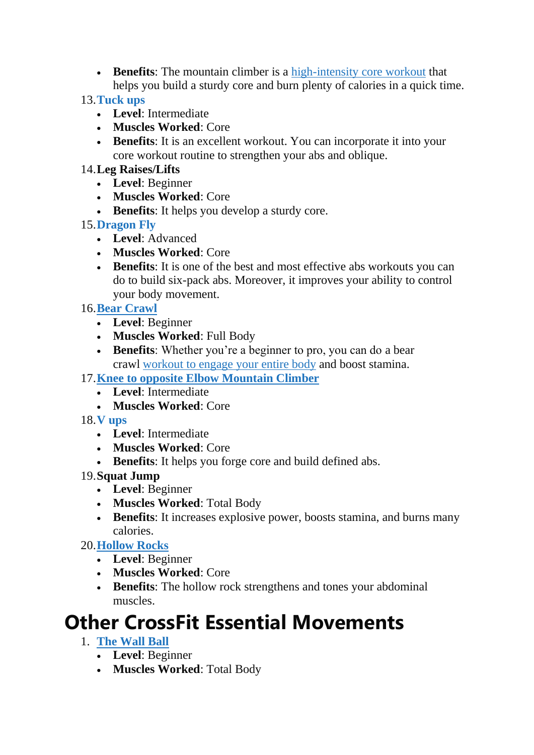- **Benefits**: The mountain climber is a high-intensity core workout that helps you build a sturdy core and burn plenty of calories in a quick time.

13. **Tuck ups**
    - **Level**: Intermediate
    - **Muscles Worked**: Core
    - **Benefits**: It is an excellent workout. You can incorporate it into your core workout routine to strengthen your abs and oblique.
14. **Leg Raises/Lifts**
    - **Level**: Beginner
    - **Muscles Worked**: Core
    - **Benefits**: It helps you develop a sturdy core.
15. **Dragon Fly**
    - **Level**: Advanced
    - **Muscles Worked**: Core
    - **Benefits**: It is one of the best and most effective abs workouts you can do to build six-pack abs. Moreover, it improves your ability to control your body movement.
16. **Bear Crawl**
    - **Level**: Beginner
    - **Muscles Worked**: Full Body
    - **Benefits**: Whether you're a beginner to pro, you can do a bear crawl workout to engage your entire body and boost stamina.
17. **Knee to opposite Elbow Mountain Climber**
    - **Level**: Intermediate
    - **Muscles Worked**: Core
18. **V ups**
    - **Level**: Intermediate
    - **Muscles Worked**: Core
    - **Benefits**: It helps you forge core and build defined abs.
19. **Squat Jump**
    - **Level**: Beginner
    - **Muscles Worked**: Total Body
    - **Benefits**: It increases explosive power, boosts stamina, and burns many calories.
20. **Hollow Rocks**
    - **Level**: Beginner
    - **Muscles Worked**: Core
    - **Benefits**: The hollow rock strengthens and tones your abdominal muscles.

# Other CrossFit Essential Movements

1. **The Wall Ball**
    - **Level**: Beginner
    - **Muscles Worked**: Total Body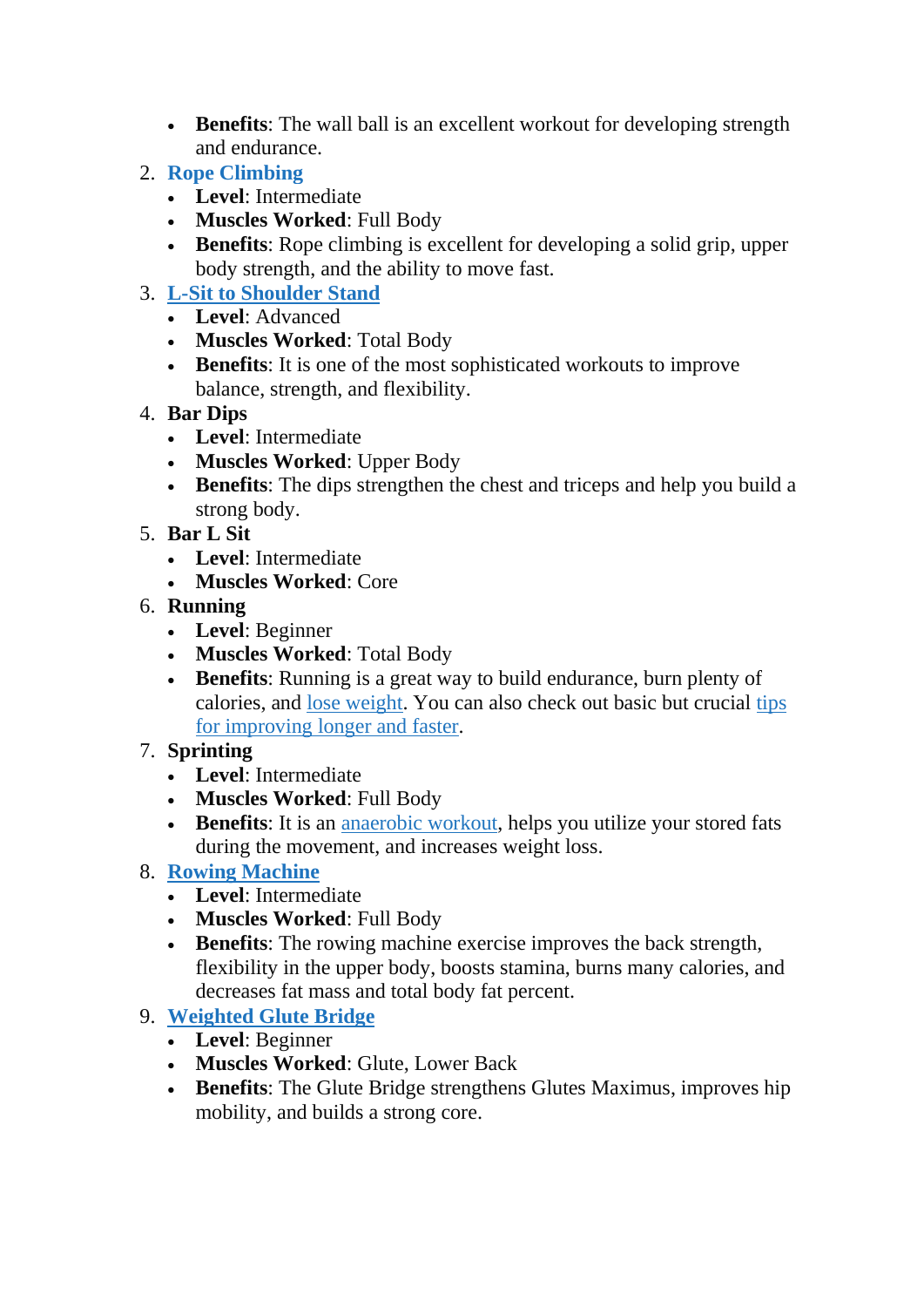- **Benefits**: The wall ball is an excellent workout for developing strength and endurance.

2. **Rope Climbing**
   - **Level**: Intermediate
   - **Muscles Worked**: Full Body
   - **Benefits**: Rope climbing is excellent for developing a solid grip, upper body strength, and the ability to move fast.
3. **L-Sit to Shoulder Stand**
   - **Level**: Advanced
   - **Muscles Worked**: Total Body
   - **Benefits**: It is one of the most sophisticated workouts to improve balance, strength, and flexibility.
4. **Bar Dips**
   - **Level**: Intermediate
   - **Muscles Worked**: Upper Body
   - **Benefits**: The dips strengthen the chest and triceps and help you build a strong body.
5. **Bar L Sit**
   - **Level**: Intermediate
   - **Muscles Worked**: Core
6. **Running**
   - **Level**: Beginner
   - **Muscles Worked**: Total Body
   - **Benefits**: Running is a great way to build endurance, burn plenty of calories, and lose weight. You can also check out basic but crucial tips for improving longer and faster.
7. **Sprinting**
   - **Level**: Intermediate
   - **Muscles Worked**: Full Body
   - **Benefits**: It is an anaerobic workout, helps you utilize your stored fats during the movement, and increases weight loss.
8. **Rowing Machine**
   - **Level**: Intermediate
   - **Muscles Worked**: Full Body
   - **Benefits**: The rowing machine exercise improves the back strength, flexibility in the upper body, boosts stamina, burns many calories, and decreases fat mass and total body fat percent.
9. **Weighted Glute Bridge**
   - **Level**: Beginner
   - **Muscles Worked**: Glute, Lower Back
   - **Benefits**: The Glute Bridge strengthens Glutes Maximus, improves hip mobility, and builds a strong core.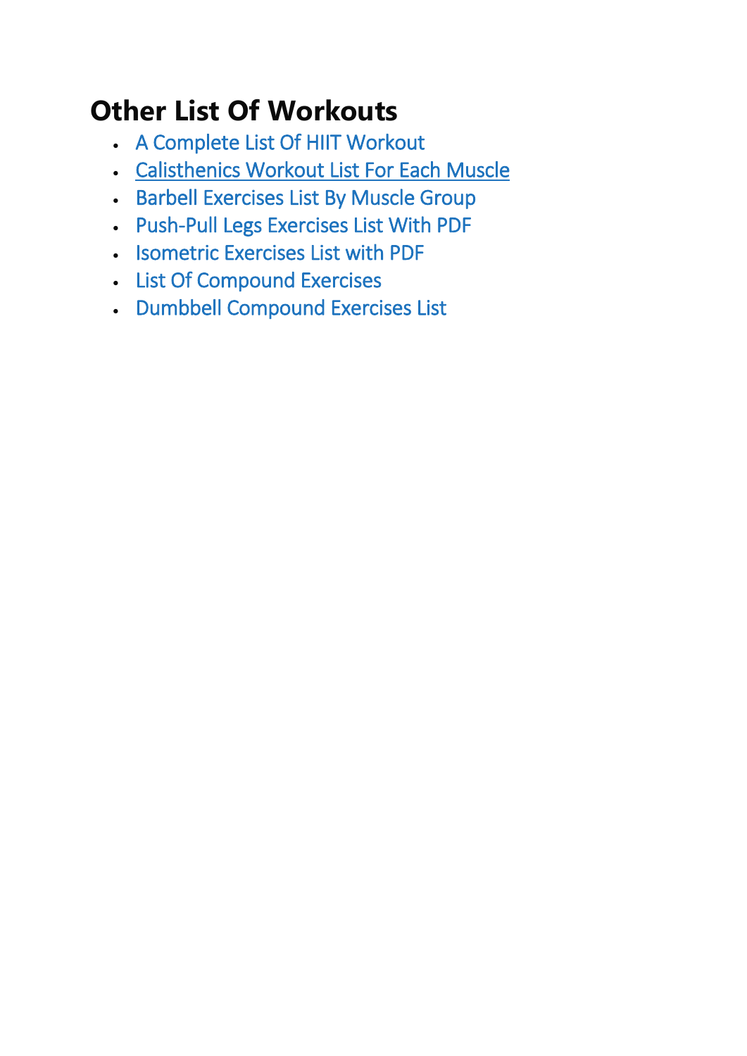## Other List Of Workouts

- A Complete List Of HIIT Workout
- Calisthenics Workout List For Each Muscle
- Barbell Exercises List By Muscle Group
- Push-Pull Legs Exercises List With PDF
- Isometric Exercises List with PDF
- List Of Compound Exercises
- Dumbbell Compound Exercises List